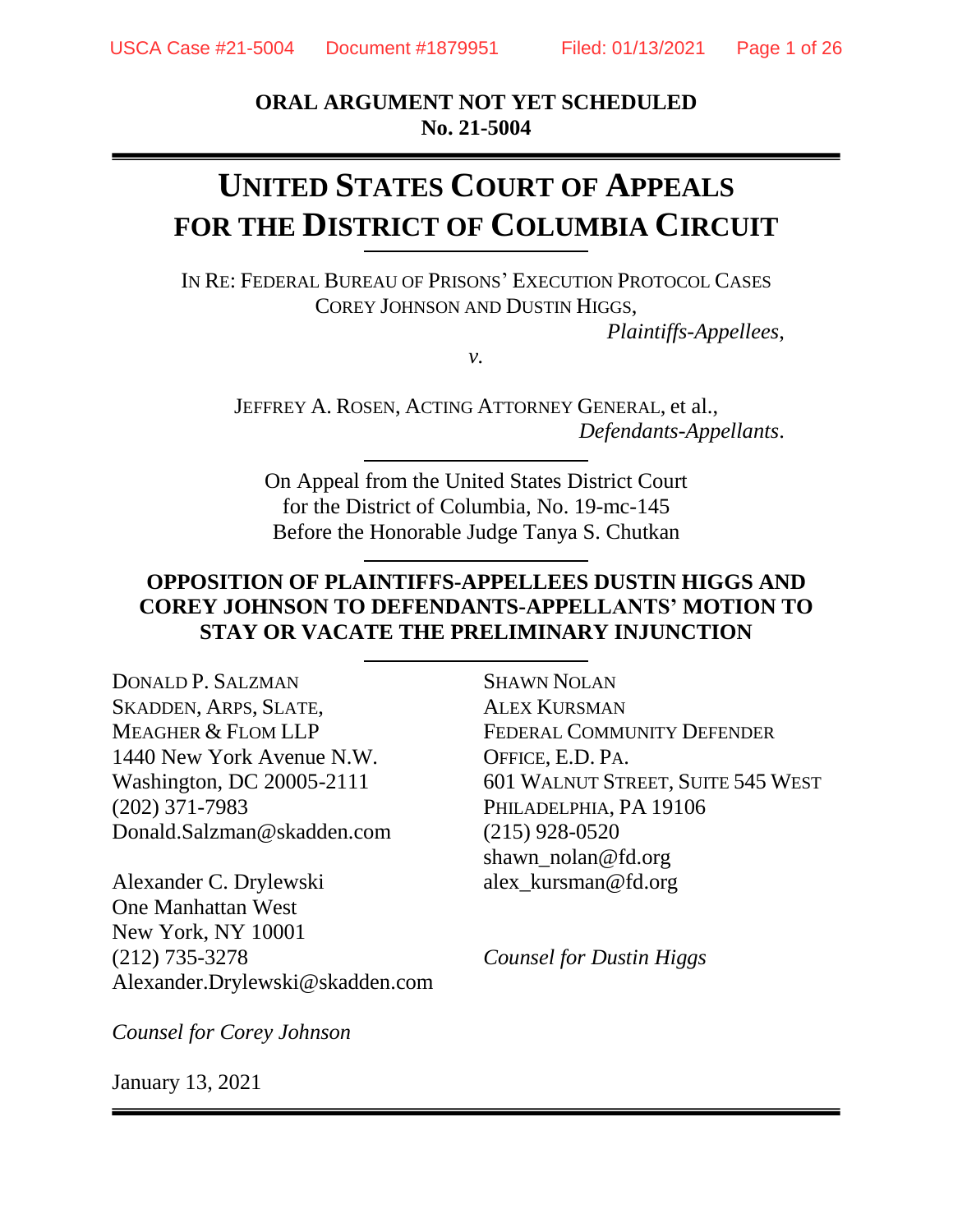**ORAL ARGUMENT NOT YET SCHEDULED**
**No. 21-5004**

# UNITED STATES COURT OF APPEALS FOR THE DISTRICT OF COLUMBIA CIRCUIT

IN RE: FEDERAL BUREAU OF PRISONS' EXECUTION PROTOCOL CASES
COREY JOHNSON AND DUSTIN HIGGS,

*Plaintiffs-Appellees*,

*v.*

JEFFREY A. ROSEN, ACTING ATTORNEY GENERAL, et al.,

*Defendants-Appellants*.

On Appeal from the United States District Court
for the District of Columbia, No. 19-mc-145
Before the Honorable Judge Tanya S. Chutkan

**OPPOSITION OF PLAINTIFFS-APPELLEES DUSTIN HIGGS AND COREY JOHNSON TO DEFENDANTS-APPELLANTS' MOTION TO STAY OR VACATE THE PRELIMINARY INJUNCTION**

DONALD P. SALZMAN
SKADDEN, ARPS, SLATE,
MEAGHER & FLOM LLP
1440 New York Avenue N.W.
Washington, DC 20005-2111
(202) 371-7983
Donald.Salzman@skadden.com

Alexander C. Drylewski
One Manhattan West
New York, NY 10001
(212) 735-3278
Alexander.Drylewski@skadden.com

*Counsel for Corey Johnson*

SHAWN NOLAN
ALEX KURSMAN
FEDERAL COMMUNITY DEFENDER
OFFICE, E.D. PA.
601 WALNUT STREET, SUITE 545 WEST
PHILADELPHIA, PA 19106
(215) 928-0520
shawn_nolan@fd.org
alex_kursman@fd.org

*Counsel for Dustin Higgs*

January 13, 2021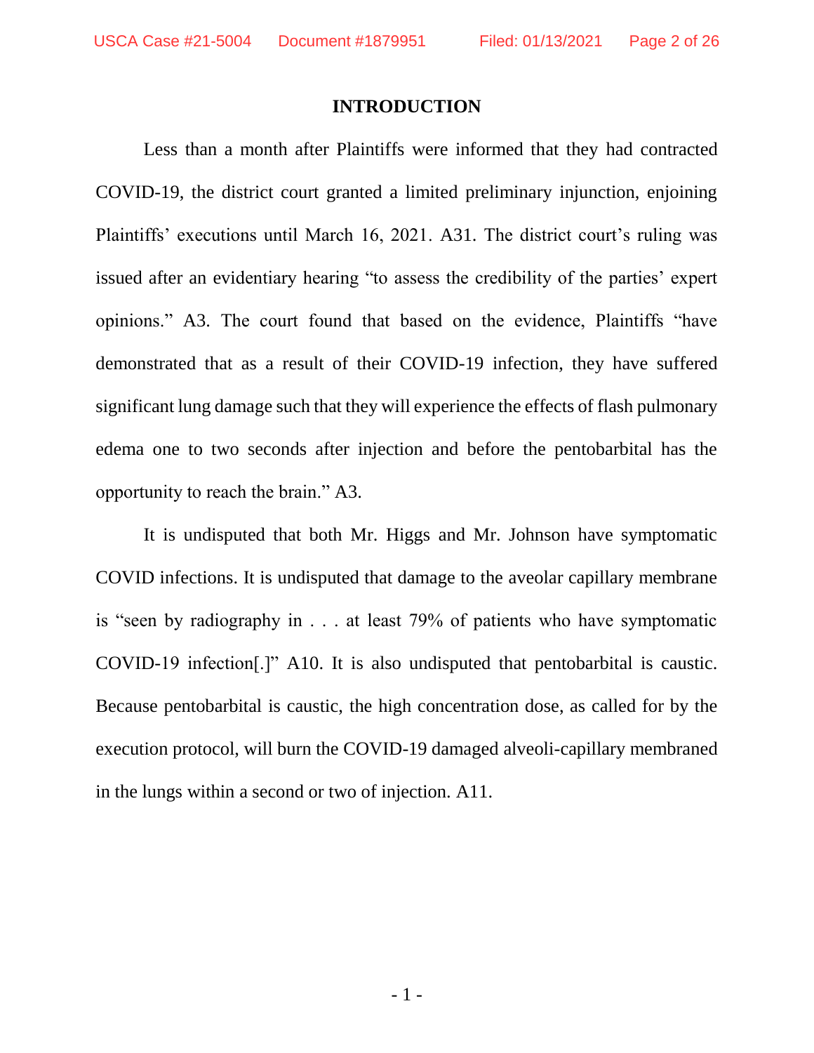## INTRODUCTION

Less than a month after Plaintiffs were informed that they had contracted COVID-19, the district court granted a limited preliminary injunction, enjoining Plaintiffs' executions until March 16, 2021. A31. The district court's ruling was issued after an evidentiary hearing "to assess the credibility of the parties' expert opinions." A3. The court found that based on the evidence, Plaintiffs "have demonstrated that as a result of their COVID-19 infection, they have suffered significant lung damage such that they will experience the effects of flash pulmonary edema one to two seconds after injection and before the pentobarbital has the opportunity to reach the brain." A3.

It is undisputed that both Mr. Higgs and Mr. Johnson have symptomatic COVID infections. It is undisputed that damage to the aveolar capillary membrane is "seen by radiography in . . . at least 79% of patients who have symptomatic COVID-19 infection[.]" A10. It is also undisputed that pentobarbital is caustic. Because pentobarbital is caustic, the high concentration dose, as called for by the execution protocol, will burn the COVID-19 damaged alveoli-capillary membraned in the lungs within a second or two of injection. A11.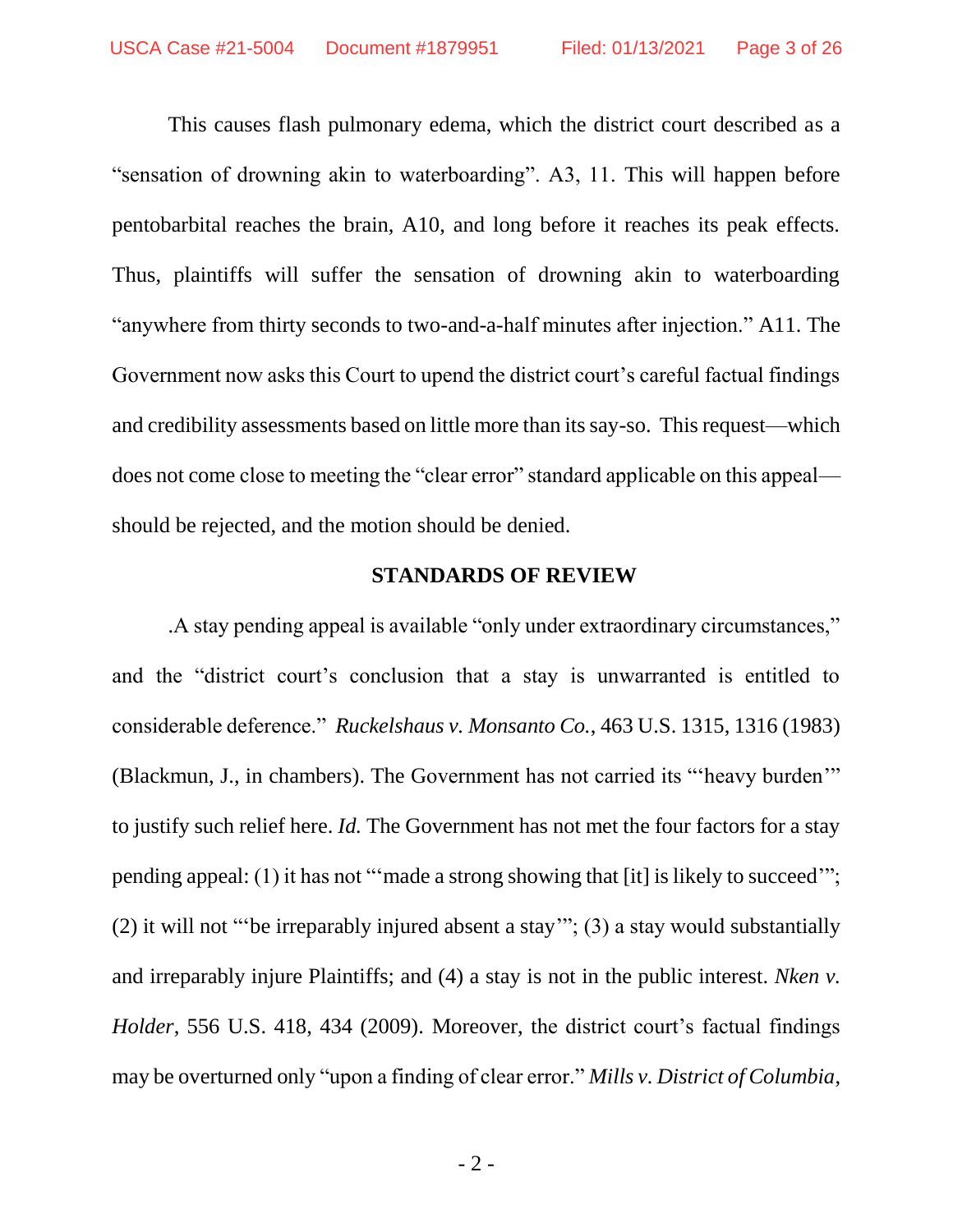This causes flash pulmonary edema, which the district court described as a "sensation of drowning akin to waterboarding". A3, 11. This will happen before pentobarbital reaches the brain, A10, and long before it reaches its peak effects. Thus, plaintiffs will suffer the sensation of drowning akin to waterboarding "anywhere from thirty seconds to two-and-a-half minutes after injection." A11. The Government now asks this Court to upend the district court's careful factual findings and credibility assessments based on little more than its say-so. This request—which does not come close to meeting the "clear error" standard applicable on this appeal—should be rejected, and the motion should be denied.

## STANDARDS OF REVIEW

.A stay pending appeal is available "only under extraordinary circumstances," and the "district court's conclusion that a stay is unwarranted is entitled to considerable deference." *Ruckelshaus v. Monsanto Co.*, 463 U.S. 1315, 1316 (1983) (Blackmun, J., in chambers). The Government has not carried its "'heavy burden'" to justify such relief here. *Id.* The Government has not met the four factors for a stay pending appeal: (1) it has not "'made a strong showing that [it] is likely to succeed'"; (2) it will not "'be irreparably injured absent a stay'"; (3) a stay would substantially and irreparably injure Plaintiffs; and (4) a stay is not in the public interest. *Nken v. Holder*, 556 U.S. 418, 434 (2009). Moreover, the district court's factual findings may be overturned only "upon a finding of clear error." *Mills v. District of Columbia*,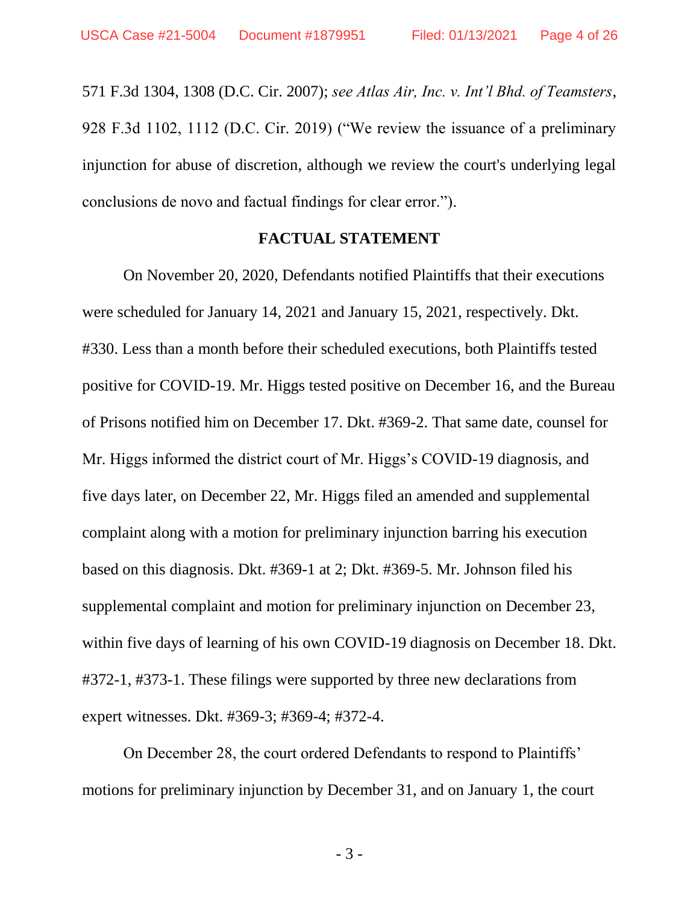571 F.3d 1304, 1308 (D.C. Cir. 2007); *see Atlas Air, Inc. v. Int'l Bhd. of Teamsters*, 928 F.3d 1102, 1112 (D.C. Cir. 2019) ("We review the issuance of a preliminary injunction for abuse of discretion, although we review the court's underlying legal conclusions de novo and factual findings for clear error.").

## FACTUAL STATEMENT

On November 20, 2020, Defendants notified Plaintiffs that their executions were scheduled for January 14, 2021 and January 15, 2021, respectively. Dkt. #330. Less than a month before their scheduled executions, both Plaintiffs tested positive for COVID-19. Mr. Higgs tested positive on December 16, and the Bureau of Prisons notified him on December 17. Dkt. #369-2. That same date, counsel for Mr. Higgs informed the district court of Mr. Higgs's COVID-19 diagnosis, and five days later, on December 22, Mr. Higgs filed an amended and supplemental complaint along with a motion for preliminary injunction barring his execution based on this diagnosis. Dkt. #369-1 at 2; Dkt. #369-5. Mr. Johnson filed his supplemental complaint and motion for preliminary injunction on December 23, within five days of learning of his own COVID-19 diagnosis on December 18. Dkt. #372-1, #373-1. These filings were supported by three new declarations from expert witnesses. Dkt. #369-3; #369-4; #372-4.

On December 28, the court ordered Defendants to respond to Plaintiffs' motions for preliminary injunction by December 31, and on January 1, the court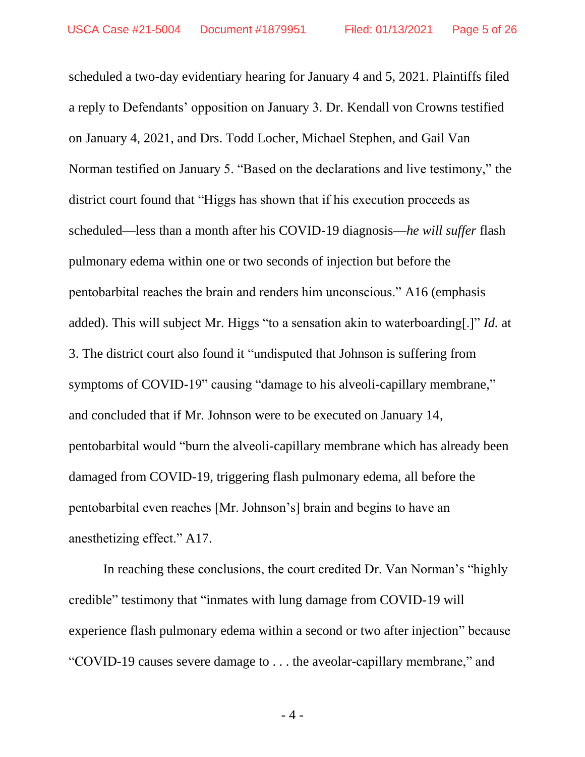scheduled a two-day evidentiary hearing for January 4 and 5, 2021. Plaintiffs filed a reply to Defendants' opposition on January 3. Dr. Kendall von Crowns testified on January 4, 2021, and Drs. Todd Locher, Michael Stephen, and Gail Van Norman testified on January 5. "Based on the declarations and live testimony," the district court found that "Higgs has shown that if his execution proceeds as scheduled—less than a month after his COVID-19 diagnosis—*he will suffer* flash pulmonary edema within one or two seconds of injection but before the pentobarbital reaches the brain and renders him unconscious." A16 (emphasis added). This will subject Mr. Higgs "to a sensation akin to waterboarding[.]" *Id.* at 3. The district court also found it "undisputed that Johnson is suffering from symptoms of COVID-19" causing "damage to his alveoli-capillary membrane," and concluded that if Mr. Johnson were to be executed on January 14, pentobarbital would "burn the alveoli-capillary membrane which has already been damaged from COVID-19, triggering flash pulmonary edema, all before the pentobarbital even reaches [Mr. Johnson's] brain and begins to have an anesthetizing effect." A17.

In reaching these conclusions, the court credited Dr. Van Norman's "highly credible" testimony that "inmates with lung damage from COVID-19 will experience flash pulmonary edema within a second or two after injection" because "COVID-19 causes severe damage to . . . the aveolar-capillary membrane," and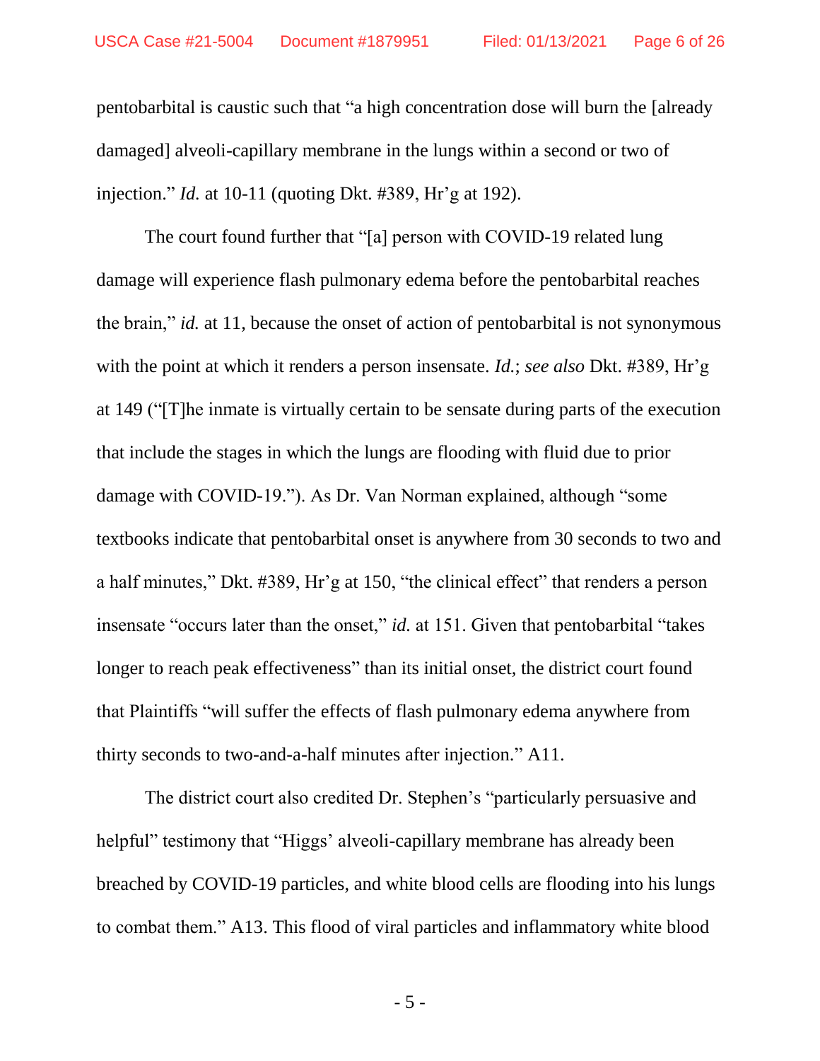pentobarbital is caustic such that "a high concentration dose will burn the [already damaged] alveoli-capillary membrane in the lungs within a second or two of injection." *Id.* at 10-11 (quoting Dkt. #389, Hr'g at 192).

The court found further that "[a] person with COVID-19 related lung damage will experience flash pulmonary edema before the pentobarbital reaches the brain," *id.* at 11, because the onset of action of pentobarbital is not synonymous with the point at which it renders a person insensate. *Id.*; *see also* Dkt. #389, Hr'g at 149 ("[T]he inmate is virtually certain to be sensate during parts of the execution that include the stages in which the lungs are flooding with fluid due to prior damage with COVID-19."). As Dr. Van Norman explained, although "some textbooks indicate that pentobarbital onset is anywhere from 30 seconds to two and a half minutes," Dkt. #389, Hr'g at 150, "the clinical effect" that renders a person insensate "occurs later than the onset," *id.* at 151. Given that pentobarbital "takes longer to reach peak effectiveness" than its initial onset, the district court found that Plaintiffs "will suffer the effects of flash pulmonary edema anywhere from thirty seconds to two-and-a-half minutes after injection." A11.

The district court also credited Dr. Stephen's "particularly persuasive and helpful" testimony that "Higgs' alveoli-capillary membrane has already been breached by COVID-19 particles, and white blood cells are flooding into his lungs to combat them." A13. This flood of viral particles and inflammatory white blood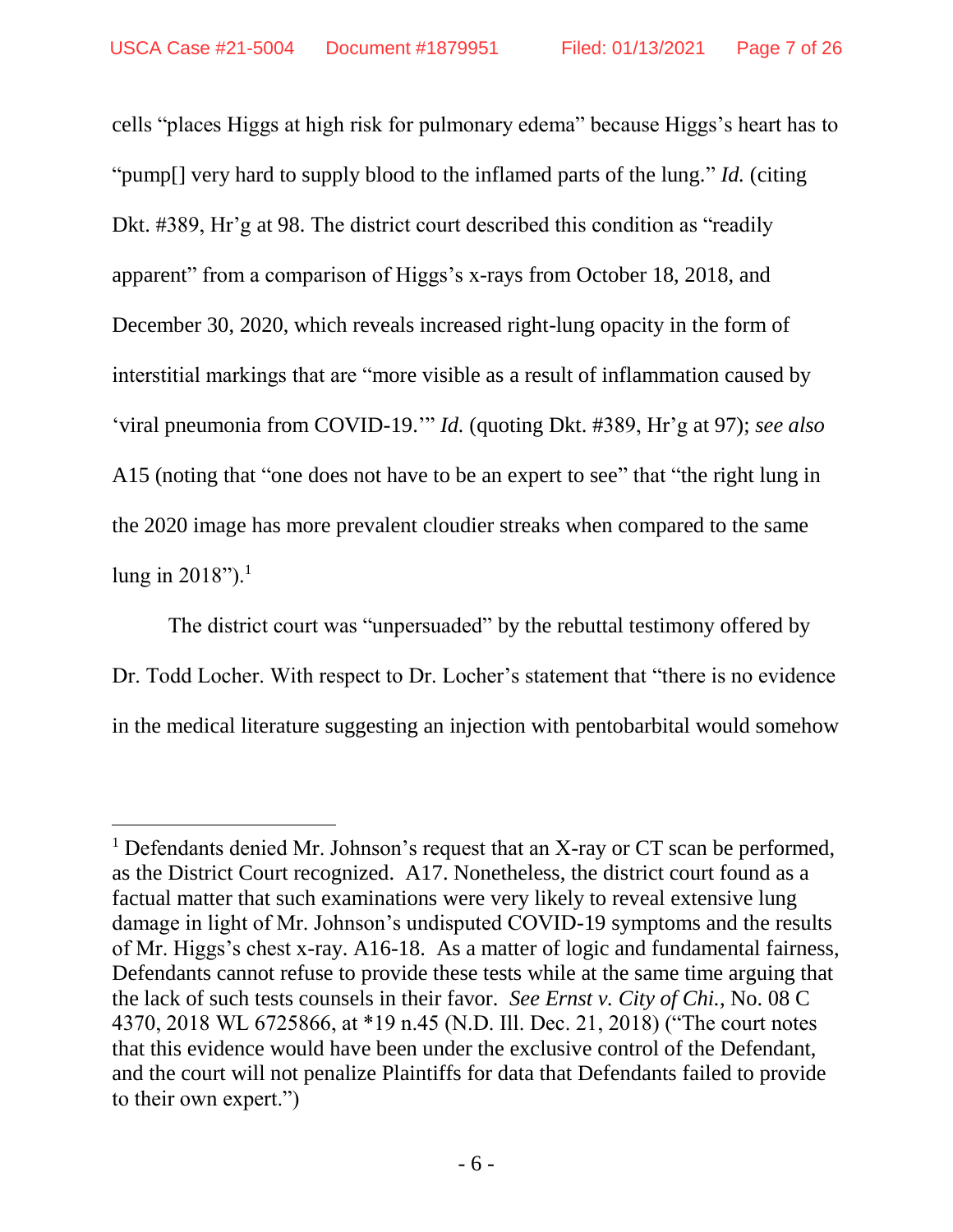cells "places Higgs at high risk for pulmonary edema" because Higgs's heart has to "pump[] very hard to supply blood to the inflamed parts of the lung." *Id.* (citing Dkt. #389, Hr'g at 98. The district court described this condition as "readily apparent" from a comparison of Higgs's x-rays from October 18, 2018, and December 30, 2020, which reveals increased right-lung opacity in the form of interstitial markings that are "more visible as a result of inflammation caused by 'viral pneumonia from COVID-19.'" *Id.* (quoting Dkt. #389, Hr'g at 97); *see also* A15 (noting that "one does not have to be an expert to see" that "the right lung in the 2020 image has more prevalent cloudier streaks when compared to the same lung in 2018").[1]

The district court was "unpersuaded" by the rebuttal testimony offered by Dr. Todd Locher. With respect to Dr. Locher's statement that "there is no evidence in the medical literature suggesting an injection with pentobarbital would somehow

---

[1] Defendants denied Mr. Johnson's request that an X-ray or CT scan be performed, as the District Court recognized. A17. Nonetheless, the district court found as a factual matter that such examinations were very likely to reveal extensive lung damage in light of Mr. Johnson's undisputed COVID-19 symptoms and the results of Mr. Higgs's chest x-ray. A16-18. As a matter of logic and fundamental fairness, Defendants cannot refuse to provide these tests while at the same time arguing that the lack of such tests counsels in their favor. *See Ernst v. City of Chi.*, No. 08 C 4370, 2018 WL 6725866, at *19 n.45 (N.D. Ill. Dec. 21, 2018) ("The court notes that this evidence would have been under the exclusive control of the Defendant, and the court will not penalize Plaintiffs for data that Defendants failed to provide to their own expert.")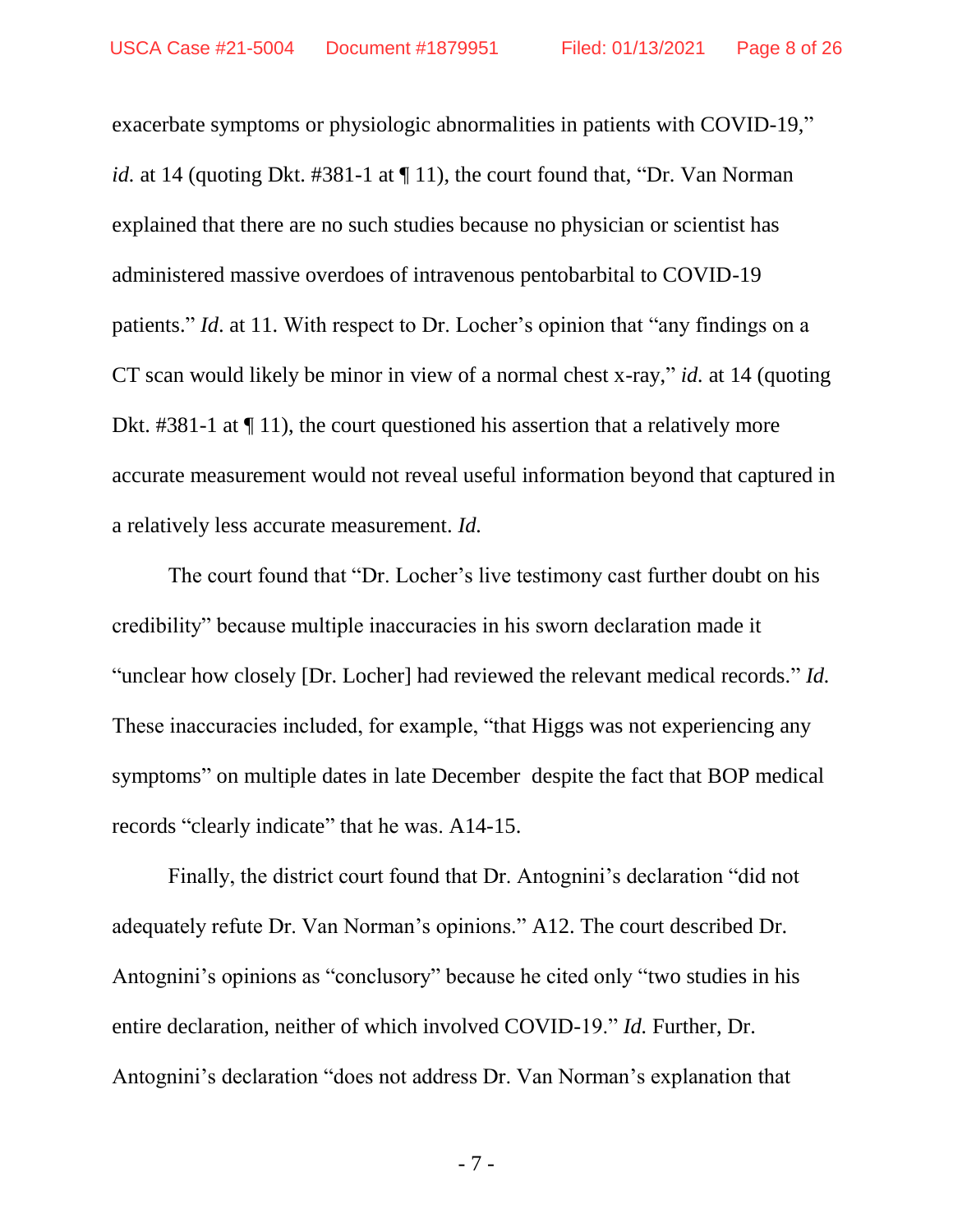exacerbate symptoms or physiologic abnormalities in patients with COVID-19," *id.* at 14 (quoting Dkt. #381-1 at ¶ 11), the court found that, "Dr. Van Norman explained that there are no such studies because no physician or scientist has administered massive overdoes of intravenous pentobarbital to COVID-19 patients." *Id*. at 11. With respect to Dr. Locher's opinion that "any findings on a CT scan would likely be minor in view of a normal chest x-ray," *id.* at 14 (quoting Dkt. #381-1 at ¶ 11), the court questioned his assertion that a relatively more accurate measurement would not reveal useful information beyond that captured in a relatively less accurate measurement. *Id.*

The court found that "Dr. Locher's live testimony cast further doubt on his credibility" because multiple inaccuracies in his sworn declaration made it "unclear how closely [Dr. Locher] had reviewed the relevant medical records." *Id.* These inaccuracies included, for example, "that Higgs was not experiencing any symptoms" on multiple dates in late December despite the fact that BOP medical records "clearly indicate" that he was. A14-15.

Finally, the district court found that Dr. Antognini's declaration "did not adequately refute Dr. Van Norman's opinions." A12. The court described Dr. Antognini's opinions as "conclusory" because he cited only "two studies in his entire declaration, neither of which involved COVID-19." *Id.* Further, Dr. Antognini's declaration "does not address Dr. Van Norman's explanation that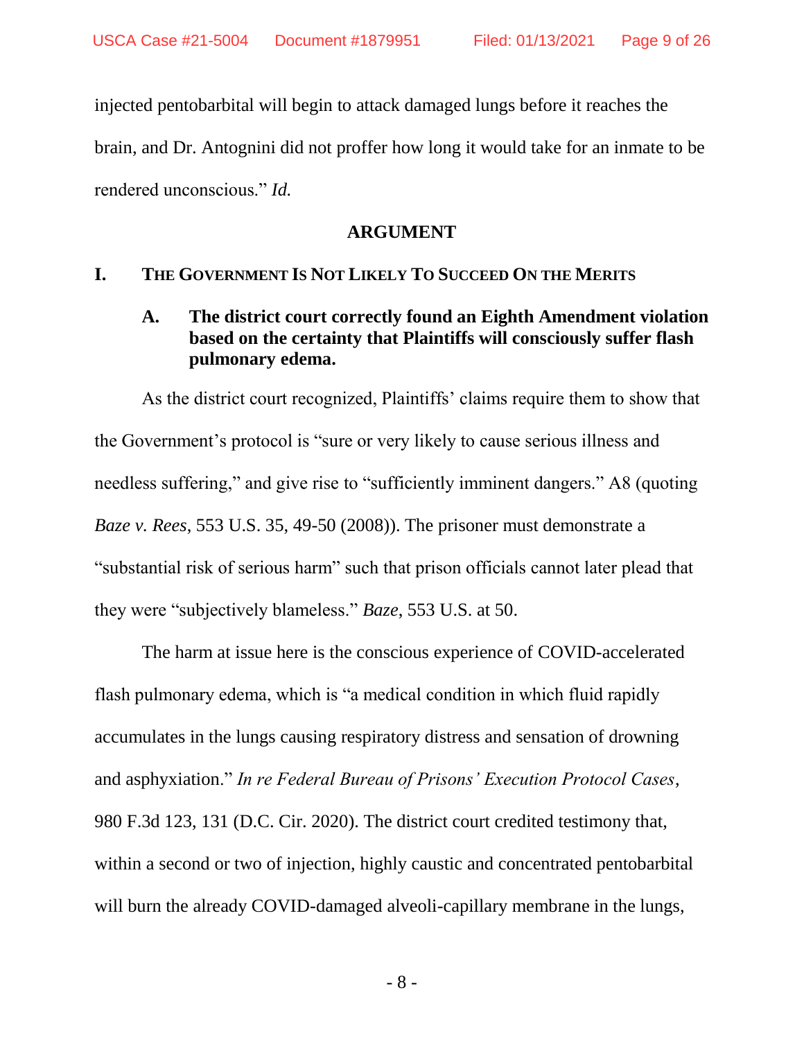injected pentobarbital will begin to attack damaged lungs before it reaches the brain, and Dr. Antognini did not proffer how long it would take for an inmate to be rendered unconscious." *Id.*

## ARGUMENT

### I. The Government Is Not Likely To Succeed On the Merits

#### A. The district court correctly found an Eighth Amendment violation based on the certainty that Plaintiffs will consciously suffer flash pulmonary edema.

As the district court recognized, Plaintiffs' claims require them to show that the Government's protocol is "sure or very likely to cause serious illness and needless suffering," and give rise to "sufficiently imminent dangers." A8 (quoting *Baze v. Rees*, 553 U.S. 35, 49-50 (2008)). The prisoner must demonstrate a "substantial risk of serious harm" such that prison officials cannot later plead that they were "subjectively blameless." *Baze*, 553 U.S. at 50.

The harm at issue here is the conscious experience of COVID-accelerated flash pulmonary edema, which is "a medical condition in which fluid rapidly accumulates in the lungs causing respiratory distress and sensation of drowning and asphyxiation." *In re Federal Bureau of Prisons' Execution Protocol Cases*, 980 F.3d 123, 131 (D.C. Cir. 2020). The district court credited testimony that, within a second or two of injection, highly caustic and concentrated pentobarbital will burn the already COVID-damaged alveoli-capillary membrane in the lungs,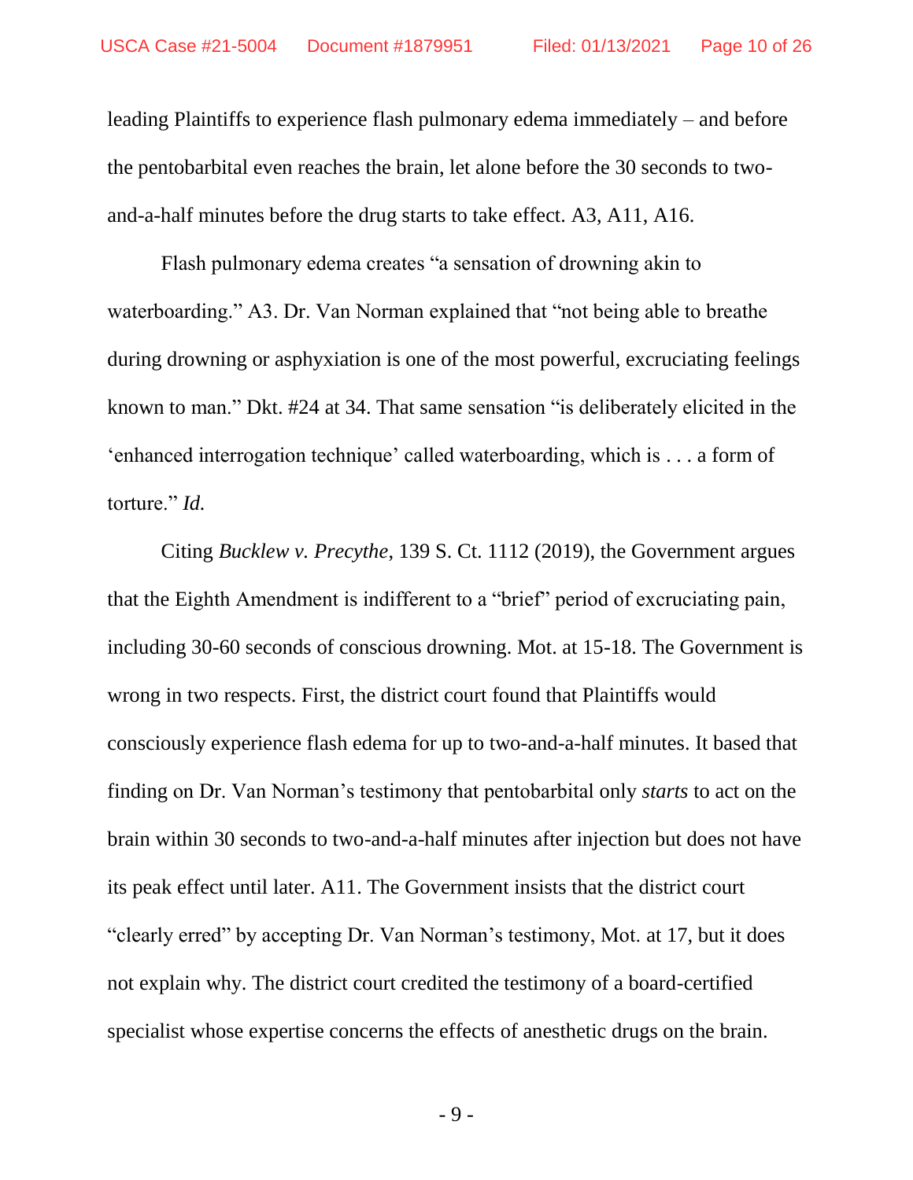leading Plaintiffs to experience flash pulmonary edema immediately – and before the pentobarbital even reaches the brain, let alone before the 30 seconds to two-and-a-half minutes before the drug starts to take effect. A3, A11, A16.

Flash pulmonary edema creates "a sensation of drowning akin to waterboarding." A3. Dr. Van Norman explained that "not being able to breathe during drowning or asphyxiation is one of the most powerful, excruciating feelings known to man." Dkt. #24 at 34. That same sensation "is deliberately elicited in the 'enhanced interrogation technique' called waterboarding, which is . . . a form of torture." *Id.*

Citing *Bucklew v. Precythe*, 139 S. Ct. 1112 (2019), the Government argues that the Eighth Amendment is indifferent to a "brief" period of excruciating pain, including 30-60 seconds of conscious drowning. Mot. at 15-18. The Government is wrong in two respects. First, the district court found that Plaintiffs would consciously experience flash edema for up to two-and-a-half minutes. It based that finding on Dr. Van Norman's testimony that pentobarbital only *starts* to act on the brain within 30 seconds to two-and-a-half minutes after injection but does not have its peak effect until later. A11. The Government insists that the district court "clearly erred" by accepting Dr. Van Norman's testimony, Mot. at 17, but it does not explain why. The district court credited the testimony of a board-certified specialist whose expertise concerns the effects of anesthetic drugs on the brain.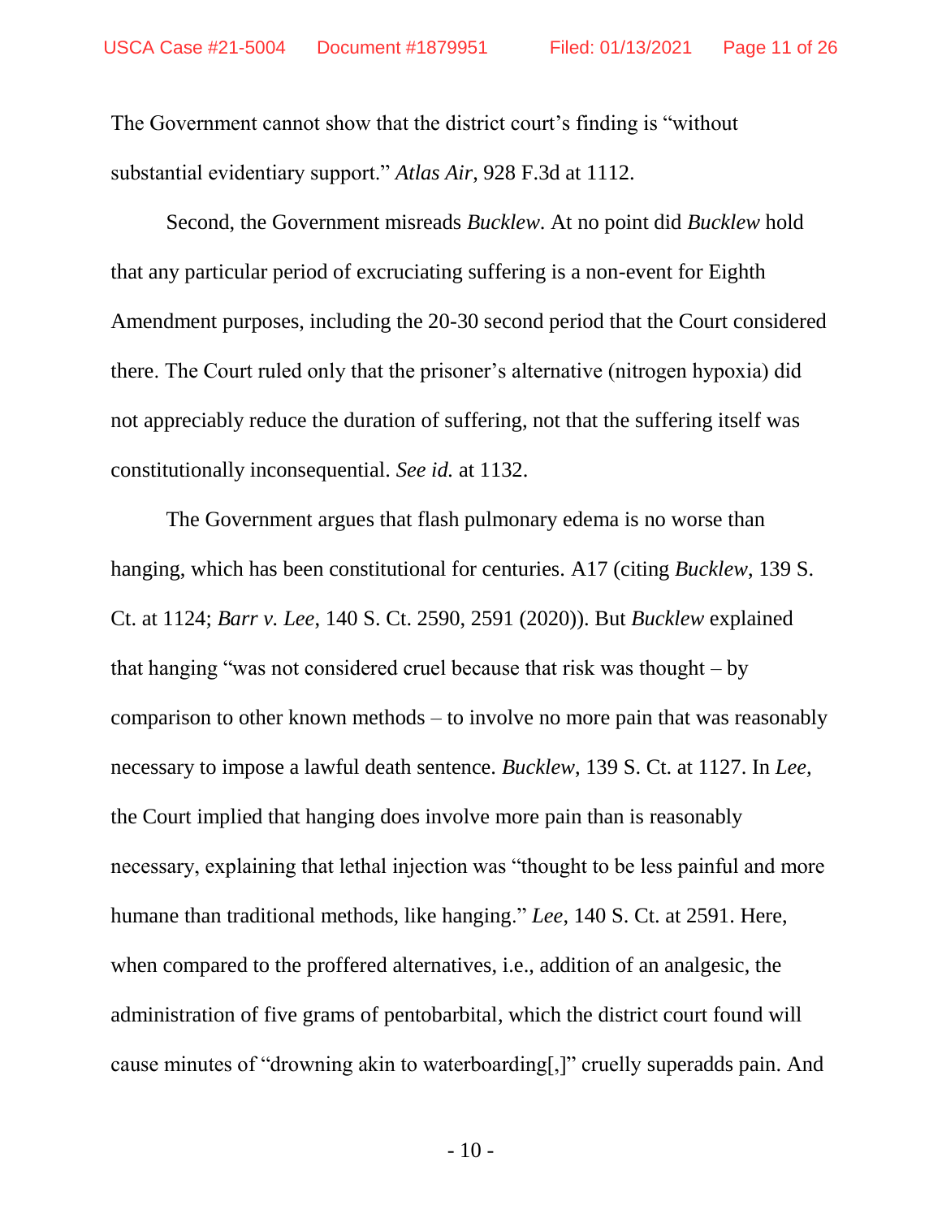The Government cannot show that the district court's finding is "without substantial evidentiary support." *Atlas Air*, 928 F.3d at 1112.

Second, the Government misreads *Bucklew*. At no point did *Bucklew* hold that any particular period of excruciating suffering is a non-event for Eighth Amendment purposes, including the 20-30 second period that the Court considered there. The Court ruled only that the prisoner's alternative (nitrogen hypoxia) did not appreciably reduce the duration of suffering, not that the suffering itself was constitutionally inconsequential. *See id.* at 1132.

The Government argues that flash pulmonary edema is no worse than hanging, which has been constitutional for centuries. A17 (citing *Bucklew*, 139 S. Ct. at 1124; *Barr v. Lee*, 140 S. Ct. 2590, 2591 (2020)). But *Bucklew* explained that hanging "was not considered cruel because that risk was thought – by comparison to other known methods – to involve no more pain that was reasonably necessary to impose a lawful death sentence. *Bucklew*, 139 S. Ct. at 1127. In *Lee*, the Court implied that hanging does involve more pain than is reasonably necessary, explaining that lethal injection was "thought to be less painful and more humane than traditional methods, like hanging." *Lee*, 140 S. Ct. at 2591. Here, when compared to the proffered alternatives, i.e., addition of an analgesic, the administration of five grams of pentobarbital, which the district court found will cause minutes of "drowning akin to waterboarding[,]" cruelly superadds pain. And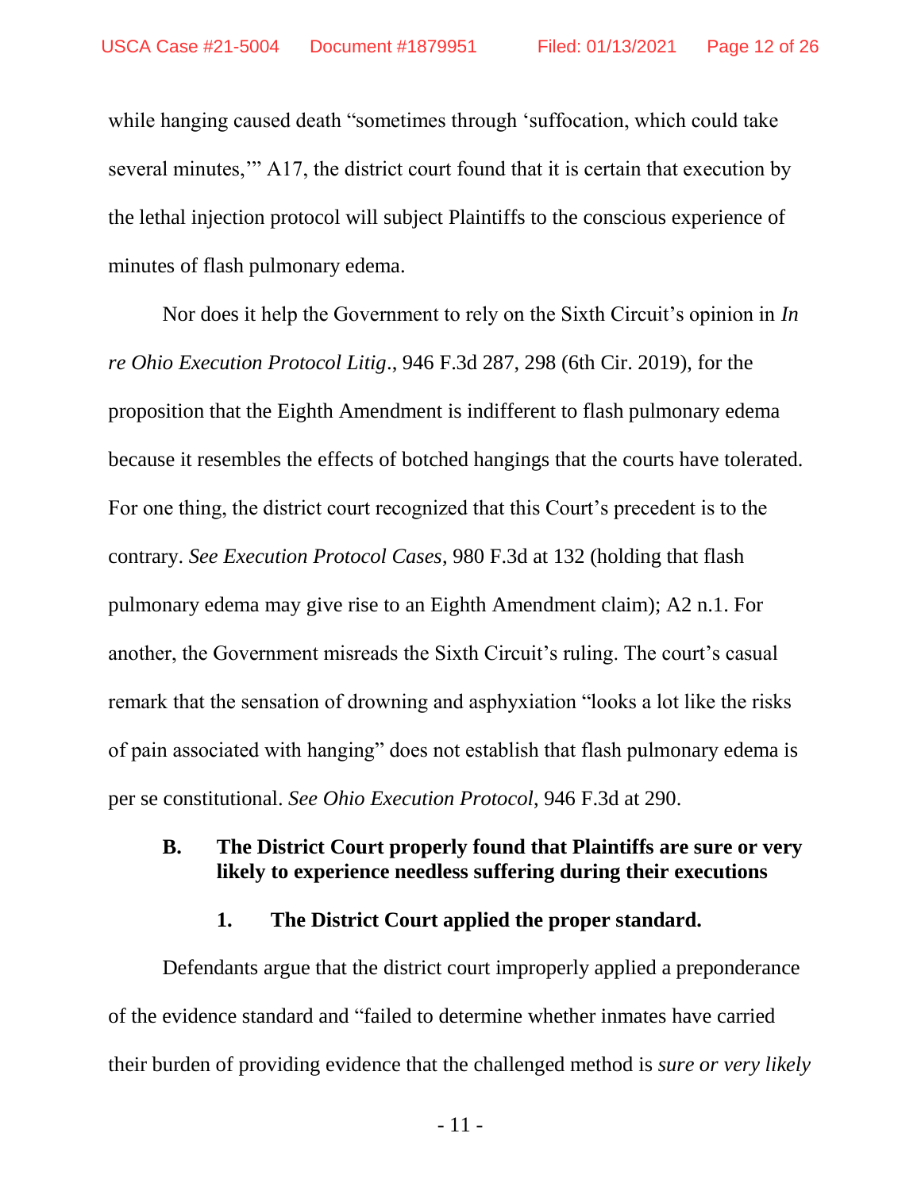while hanging caused death "sometimes through 'suffocation, which could take several minutes,'" A17, the district court found that it is certain that execution by the lethal injection protocol will subject Plaintiffs to the conscious experience of minutes of flash pulmonary edema.

Nor does it help the Government to rely on the Sixth Circuit's opinion in *In re Ohio Execution Protocol Litig.*, 946 F.3d 287, 298 (6th Cir. 2019), for the proposition that the Eighth Amendment is indifferent to flash pulmonary edema because it resembles the effects of botched hangings that the courts have tolerated. For one thing, the district court recognized that this Court's precedent is to the contrary. *See Execution Protocol Cases*, 980 F.3d at 132 (holding that flash pulmonary edema may give rise to an Eighth Amendment claim); A2 n.1. For another, the Government misreads the Sixth Circuit's ruling. The court's casual remark that the sensation of drowning and asphyxiation "looks a lot like the risks of pain associated with hanging" does not establish that flash pulmonary edema is per se constitutional. *See Ohio Execution Protocol*, 946 F.3d at 290.

### B. The District Court properly found that Plaintiffs are sure or very likely to experience needless suffering during their executions

#### 1. The District Court applied the proper standard.

Defendants argue that the district court improperly applied a preponderance of the evidence standard and "failed to determine whether inmates have carried their burden of providing evidence that the challenged method is *sure or very likely*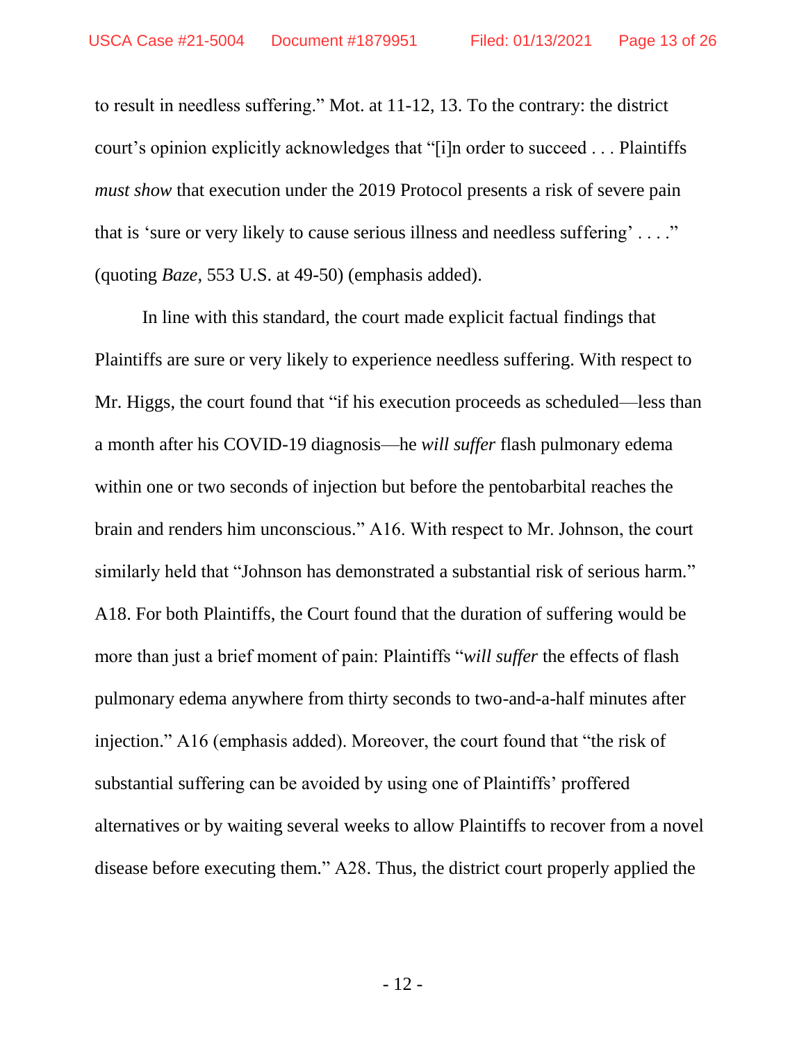to result in needless suffering." Mot. at 11-12, 13. To the contrary: the district court's opinion explicitly acknowledges that "[i]n order to succeed . . . Plaintiffs *must show* that execution under the 2019 Protocol presents a risk of severe pain that is 'sure or very likely to cause serious illness and needless suffering' . . . ." (quoting *Baze*, 553 U.S. at 49-50) (emphasis added).

In line with this standard, the court made explicit factual findings that Plaintiffs are sure or very likely to experience needless suffering. With respect to Mr. Higgs, the court found that "if his execution proceeds as scheduled—less than a month after his COVID-19 diagnosis—he *will suffer* flash pulmonary edema within one or two seconds of injection but before the pentobarbital reaches the brain and renders him unconscious." A16. With respect to Mr. Johnson, the court similarly held that "Johnson has demonstrated a substantial risk of serious harm." A18. For both Plaintiffs, the Court found that the duration of suffering would be more than just a brief moment of pain: Plaintiffs "*will suffer* the effects of flash pulmonary edema anywhere from thirty seconds to two-and-a-half minutes after injection." A16 (emphasis added). Moreover, the court found that "the risk of substantial suffering can be avoided by using one of Plaintiffs' proffered alternatives or by waiting several weeks to allow Plaintiffs to recover from a novel disease before executing them." A28. Thus, the district court properly applied the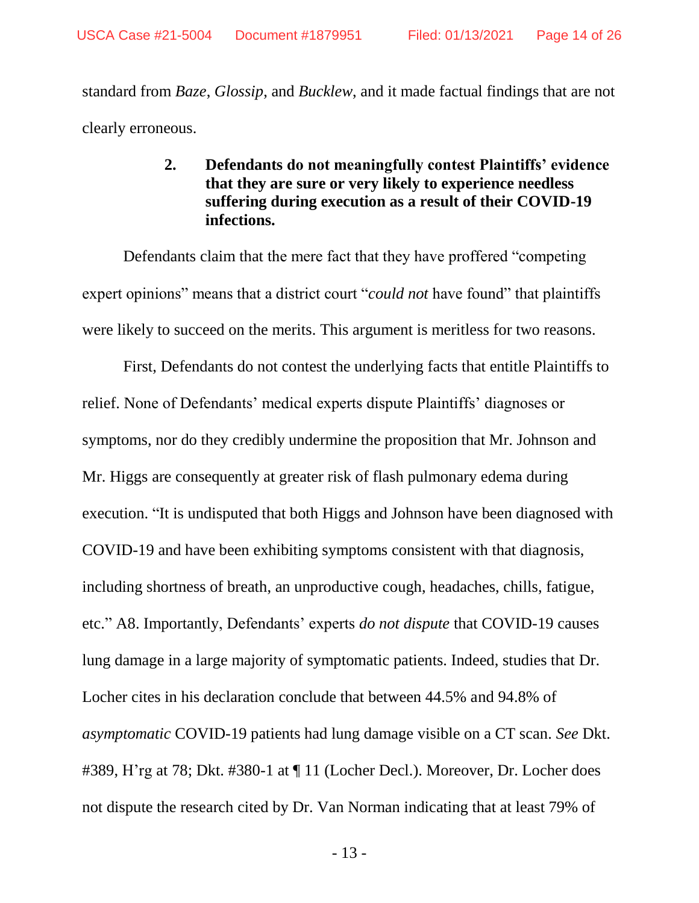standard from *Baze*, *Glossip*, and *Bucklew*, and it made factual findings that are not clearly erroneous.

**2. Defendants do not meaningfully contest Plaintiffs' evidence that they are sure or very likely to experience needless suffering during execution as a result of their COVID-19 infections.**

Defendants claim that the mere fact that they have proffered "competing expert opinions" means that a district court "*could not* have found" that plaintiffs were likely to succeed on the merits. This argument is meritless for two reasons.

First, Defendants do not contest the underlying facts that entitle Plaintiffs to relief. None of Defendants' medical experts dispute Plaintiffs' diagnoses or symptoms, nor do they credibly undermine the proposition that Mr. Johnson and Mr. Higgs are consequently at greater risk of flash pulmonary edema during execution. "It is undisputed that both Higgs and Johnson have been diagnosed with COVID-19 and have been exhibiting symptoms consistent with that diagnosis, including shortness of breath, an unproductive cough, headaches, chills, fatigue, etc." A8. Importantly, Defendants' experts *do not dispute* that COVID-19 causes lung damage in a large majority of symptomatic patients. Indeed, studies that Dr. Locher cites in his declaration conclude that between 44.5% and 94.8% of *asymptomatic* COVID-19 patients had lung damage visible on a CT scan. *See* Dkt. #389, H'rg at 78; Dkt. #380-1 at ¶ 11 (Locher Decl.). Moreover, Dr. Locher does not dispute the research cited by Dr. Van Norman indicating that at least 79% of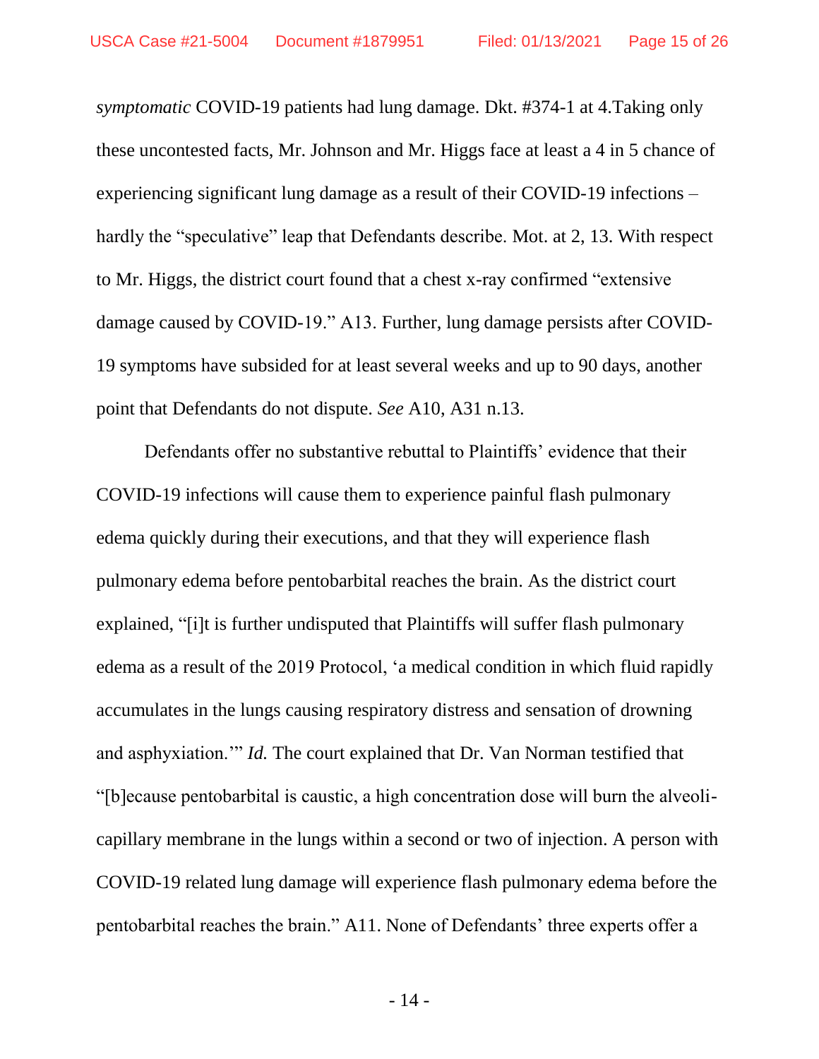*symptomatic* COVID-19 patients had lung damage. Dkt. #374-1 at 4.Taking only these uncontested facts, Mr. Johnson and Mr. Higgs face at least a 4 in 5 chance of experiencing significant lung damage as a result of their COVID-19 infections – hardly the "speculative" leap that Defendants describe. Mot. at 2, 13. With respect to Mr. Higgs, the district court found that a chest x-ray confirmed "extensive damage caused by COVID-19." A13. Further, lung damage persists after COVID-19 symptoms have subsided for at least several weeks and up to 90 days, another point that Defendants do not dispute. *See* A10, A31 n.13.

Defendants offer no substantive rebuttal to Plaintiffs' evidence that their COVID-19 infections will cause them to experience painful flash pulmonary edema quickly during their executions, and that they will experience flash pulmonary edema before pentobarbital reaches the brain. As the district court explained, "[i]t is further undisputed that Plaintiffs will suffer flash pulmonary edema as a result of the 2019 Protocol, 'a medical condition in which fluid rapidly accumulates in the lungs causing respiratory distress and sensation of drowning and asphyxiation.'" *Id.* The court explained that Dr. Van Norman testified that "[b]ecause pentobarbital is caustic, a high concentration dose will burn the alveoli-capillary membrane in the lungs within a second or two of injection. A person with COVID-19 related lung damage will experience flash pulmonary edema before the pentobarbital reaches the brain." A11. None of Defendants' three experts offer a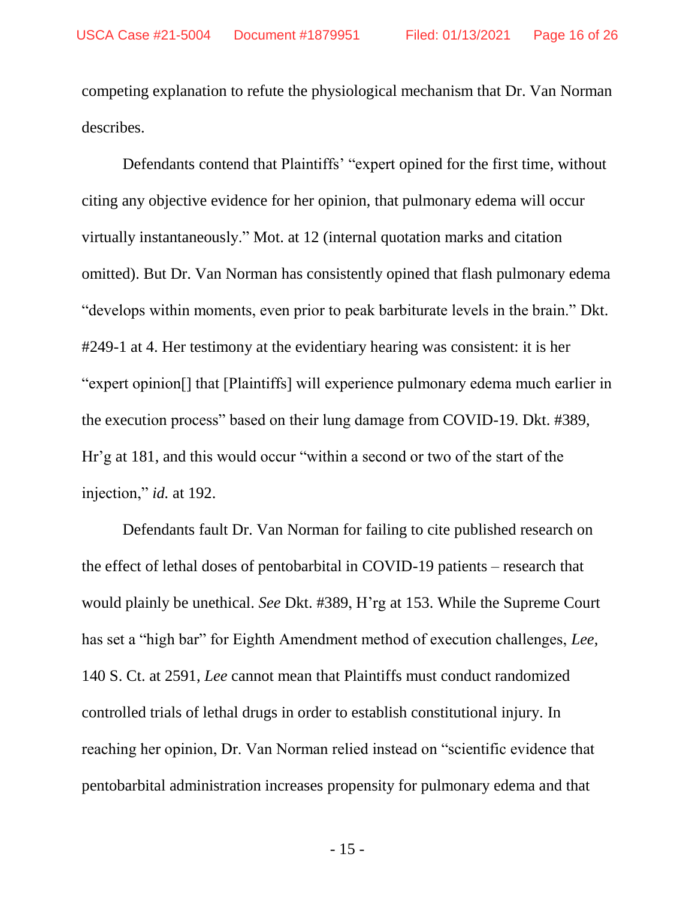competing explanation to refute the physiological mechanism that Dr. Van Norman describes.

Defendants contend that Plaintiffs' "expert opined for the first time, without citing any objective evidence for her opinion, that pulmonary edema will occur virtually instantaneously." Mot. at 12 (internal quotation marks and citation omitted). But Dr. Van Norman has consistently opined that flash pulmonary edema "develops within moments, even prior to peak barbiturate levels in the brain." Dkt. #249-1 at 4. Her testimony at the evidentiary hearing was consistent: it is her "expert opinion[] that [Plaintiffs] will experience pulmonary edema much earlier in the execution process" based on their lung damage from COVID-19. Dkt. #389, Hr'g at 181, and this would occur "within a second or two of the start of the injection," *id.* at 192.

Defendants fault Dr. Van Norman for failing to cite published research on the effect of lethal doses of pentobarbital in COVID-19 patients – research that would plainly be unethical. *See* Dkt. #389, H'rg at 153. While the Supreme Court has set a "high bar" for Eighth Amendment method of execution challenges, *Lee*, 140 S. Ct. at 2591, *Lee* cannot mean that Plaintiffs must conduct randomized controlled trials of lethal drugs in order to establish constitutional injury. In reaching her opinion, Dr. Van Norman relied instead on "scientific evidence that pentobarbital administration increases propensity for pulmonary edema and that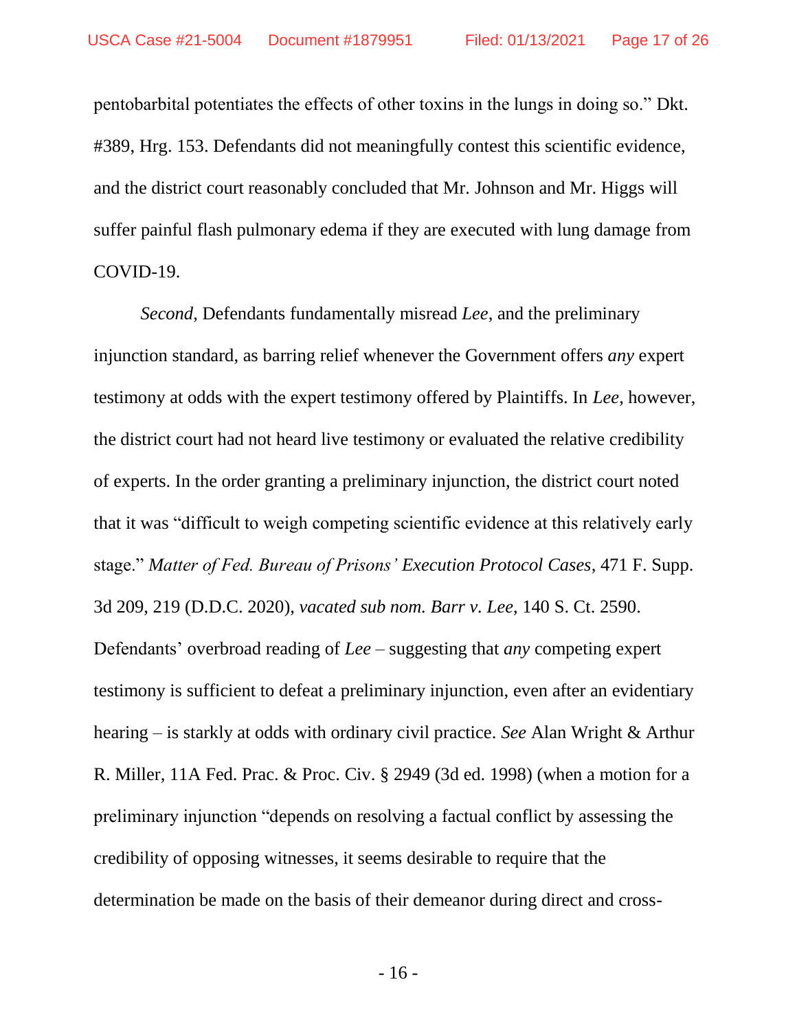pentobarbital potentiates the effects of other toxins in the lungs in doing so." Dkt. #389, Hrg. 153. Defendants did not meaningfully contest this scientific evidence, and the district court reasonably concluded that Mr. Johnson and Mr. Higgs will suffer painful flash pulmonary edema if they are executed with lung damage from COVID-19.

*Second*, Defendants fundamentally misread *Lee*, and the preliminary injunction standard, as barring relief whenever the Government offers *any* expert testimony at odds with the expert testimony offered by Plaintiffs. In *Lee*, however, the district court had not heard live testimony or evaluated the relative credibility of experts. In the order granting a preliminary injunction, the district court noted that it was "difficult to weigh competing scientific evidence at this relatively early stage." *Matter of Fed. Bureau of Prisons' Execution Protocol Cases*, 471 F. Supp. 3d 209, 219 (D.D.C. 2020), *vacated sub nom. Barr v. Lee*, 140 S. Ct. 2590. Defendants' overbroad reading of *Lee* – suggesting that *any* competing expert testimony is sufficient to defeat a preliminary injunction, even after an evidentiary hearing – is starkly at odds with ordinary civil practice. *See* Alan Wright & Arthur R. Miller, 11A Fed. Prac. & Proc. Civ. § 2949 (3d ed. 1998) (when a motion for a preliminary injunction "depends on resolving a factual conflict by assessing the credibility of opposing witnesses, it seems desirable to require that the determination be made on the basis of their demeanor during direct and cross-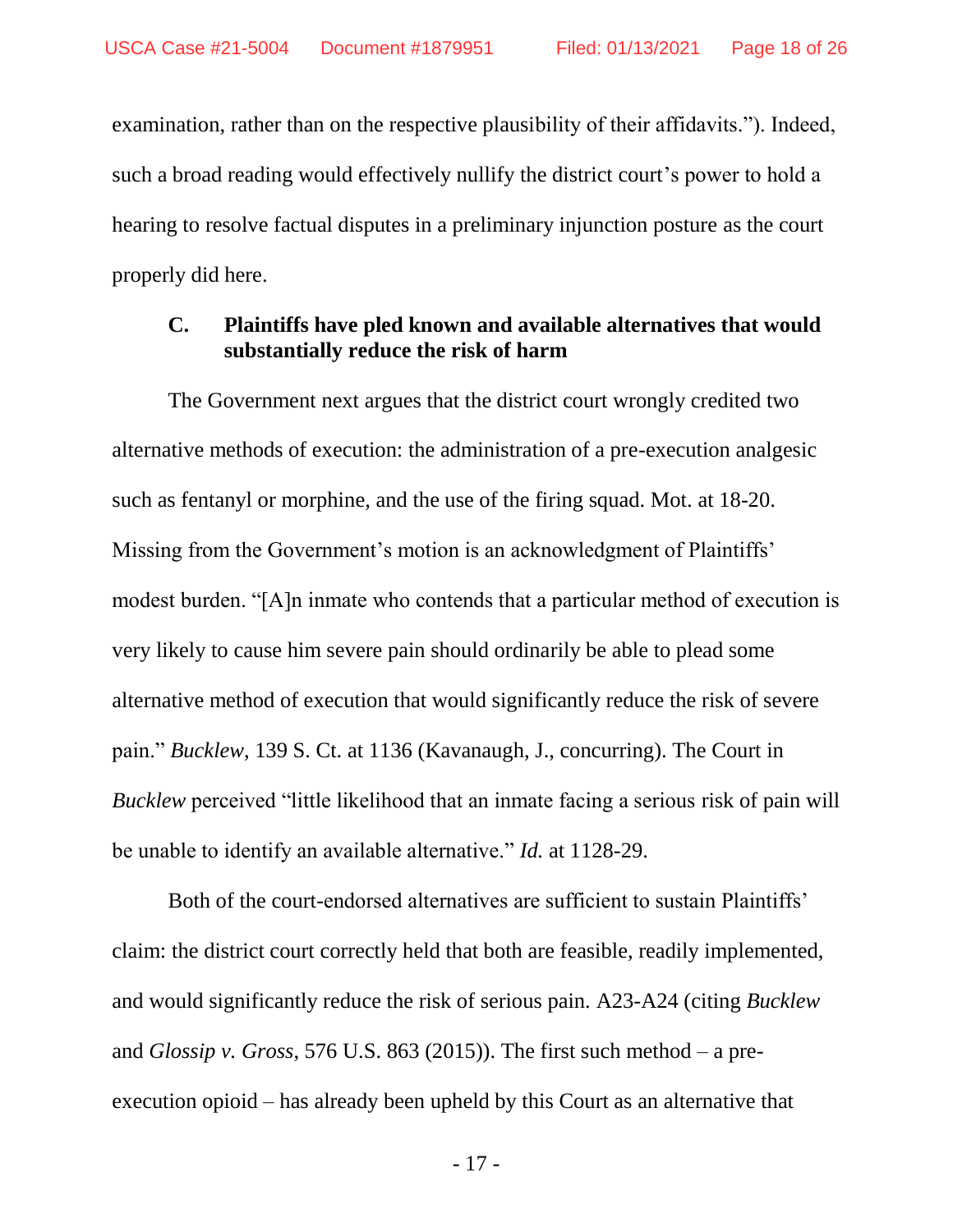examination, rather than on the respective plausibility of their affidavits."). Indeed, such a broad reading would effectively nullify the district court's power to hold a hearing to resolve factual disputes in a preliminary injunction posture as the court properly did here.

### C. Plaintiffs have pled known and available alternatives that would substantially reduce the risk of harm

The Government next argues that the district court wrongly credited two alternative methods of execution: the administration of a pre-execution analgesic such as fentanyl or morphine, and the use of the firing squad. Mot. at 18-20. Missing from the Government's motion is an acknowledgment of Plaintiffs' modest burden. "[A]n inmate who contends that a particular method of execution is very likely to cause him severe pain should ordinarily be able to plead some alternative method of execution that would significantly reduce the risk of severe pain." *Bucklew*, 139 S. Ct. at 1136 (Kavanaugh, J., concurring). The Court in *Bucklew* perceived "little likelihood that an inmate facing a serious risk of pain will be unable to identify an available alternative." *Id.* at 1128-29.

Both of the court-endorsed alternatives are sufficient to sustain Plaintiffs' claim: the district court correctly held that both are feasible, readily implemented, and would significantly reduce the risk of serious pain. A23-A24 (citing *Bucklew* and *Glossip v. Gross*, 576 U.S. 863 (2015)). The first such method – a pre-execution opioid – has already been upheld by this Court as an alternative that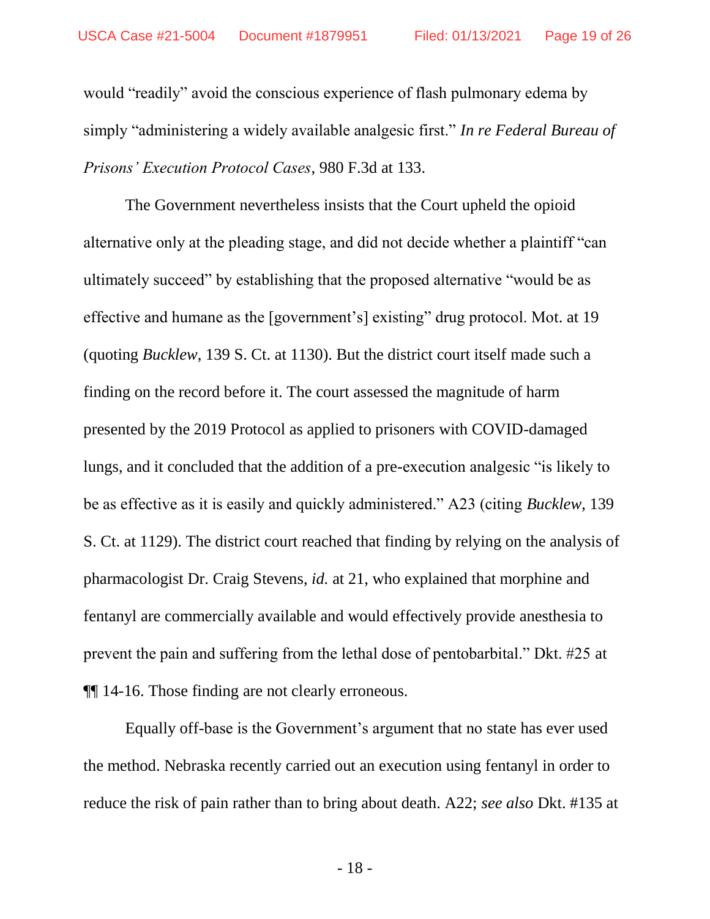would "readily" avoid the conscious experience of flash pulmonary edema by simply "administering a widely available analgesic first." *In re Federal Bureau of Prisons' Execution Protocol Cases*, 980 F.3d at 133.

The Government nevertheless insists that the Court upheld the opioid alternative only at the pleading stage, and did not decide whether a plaintiff "can ultimately succeed" by establishing that the proposed alternative "would be as effective and humane as the [government's] existing" drug protocol. Mot. at 19 (quoting *Bucklew*, 139 S. Ct. at 1130). But the district court itself made such a finding on the record before it. The court assessed the magnitude of harm presented by the 2019 Protocol as applied to prisoners with COVID-damaged lungs, and it concluded that the addition of a pre-execution analgesic "is likely to be as effective as it is easily and quickly administered." A23 (citing *Bucklew*, 139 S. Ct. at 1129). The district court reached that finding by relying on the analysis of pharmacologist Dr. Craig Stevens, *id.* at 21, who explained that morphine and fentanyl are commercially available and would effectively provide anesthesia to prevent the pain and suffering from the lethal dose of pentobarbital." Dkt. #25 at ¶¶ 14-16. Those finding are not clearly erroneous.

Equally off-base is the Government's argument that no state has ever used the method. Nebraska recently carried out an execution using fentanyl in order to reduce the risk of pain rather than to bring about death. A22; *see also* Dkt. #135 at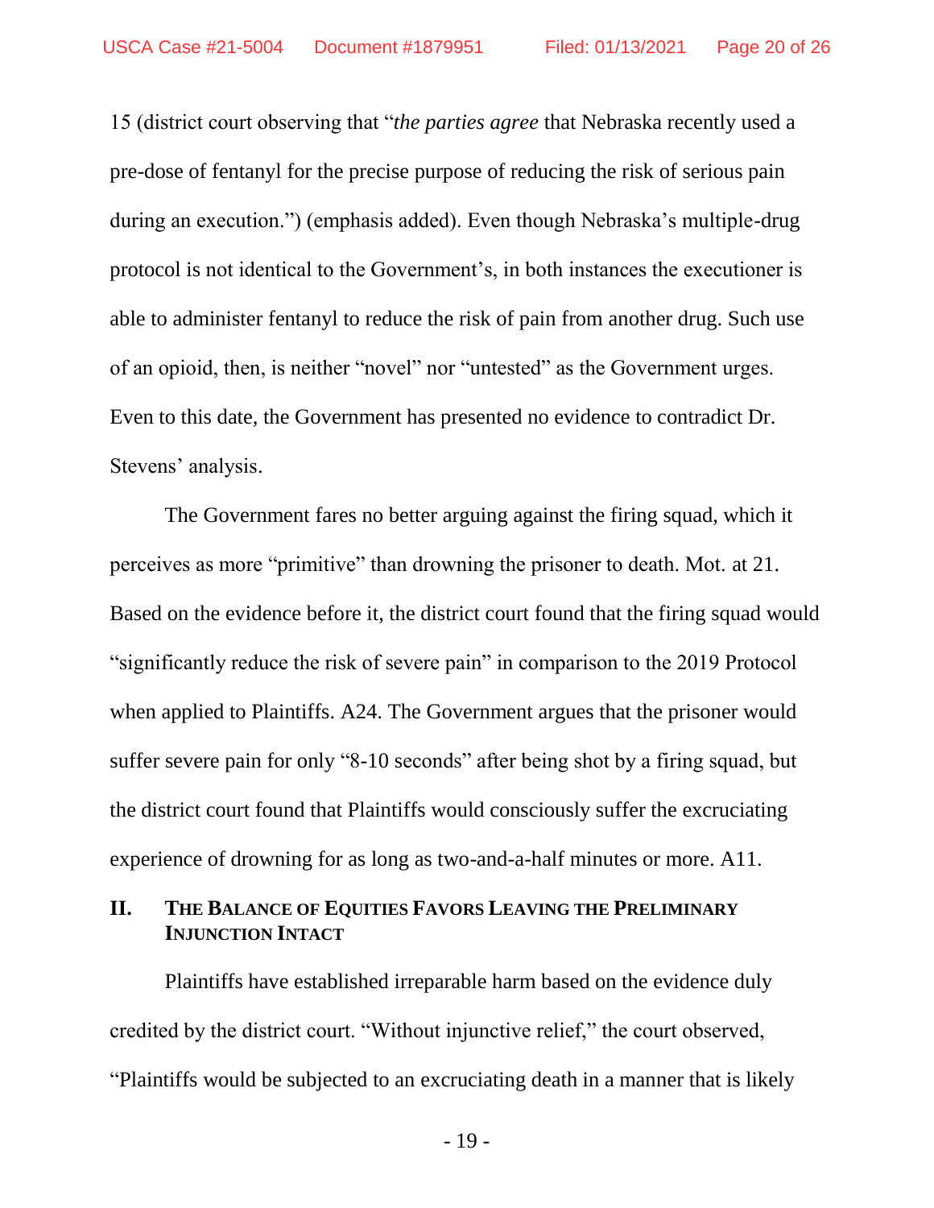15 (district court observing that "*the parties agree* that Nebraska recently used a pre-dose of fentanyl for the precise purpose of reducing the risk of serious pain during an execution.") (emphasis added). Even though Nebraska's multiple-drug protocol is not identical to the Government's, in both instances the executioner is able to administer fentanyl to reduce the risk of pain from another drug. Such use of an opioid, then, is neither "novel" nor "untested" as the Government urges. Even to this date, the Government has presented no evidence to contradict Dr. Stevens' analysis.

The Government fares no better arguing against the firing squad, which it perceives as more "primitive" than drowning the prisoner to death. Mot. at 21. Based on the evidence before it, the district court found that the firing squad would "significantly reduce the risk of severe pain" in comparison to the 2019 Protocol when applied to Plaintiffs. A24. The Government argues that the prisoner would suffer severe pain for only "8-10 seconds" after being shot by a firing squad, but the district court found that Plaintiffs would consciously suffer the excruciating experience of drowning for as long as two-and-a-half minutes or more. A11.

## II. The Balance of Equities Favors Leaving the Preliminary Injunction Intact

Plaintiffs have established irreparable harm based on the evidence duly credited by the district court. "Without injunctive relief," the court observed, "Plaintiffs would be subjected to an excruciating death in a manner that is likely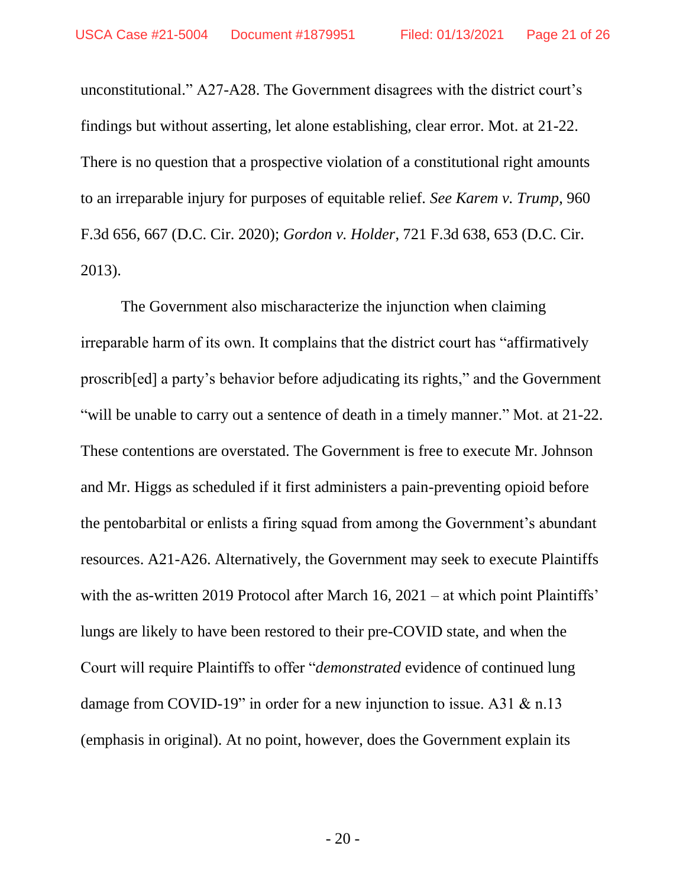unconstitutional." A27-A28. The Government disagrees with the district court's findings but without asserting, let alone establishing, clear error. Mot. at 21-22. There is no question that a prospective violation of a constitutional right amounts to an irreparable injury for purposes of equitable relief. *See Karem v. Trump*, 960 F.3d 656, 667 (D.C. Cir. 2020); *Gordon v. Holder*, 721 F.3d 638, 653 (D.C. Cir. 2013).

The Government also mischaracterize the injunction when claiming irreparable harm of its own. It complains that the district court has "affirmatively proscrib[ed] a party's behavior before adjudicating its rights," and the Government "will be unable to carry out a sentence of death in a timely manner." Mot. at 21-22. These contentions are overstated. The Government is free to execute Mr. Johnson and Mr. Higgs as scheduled if it first administers a pain-preventing opioid before the pentobarbital or enlists a firing squad from among the Government's abundant resources. A21-A26. Alternatively, the Government may seek to execute Plaintiffs with the as-written 2019 Protocol after March 16, 2021 – at which point Plaintiffs' lungs are likely to have been restored to their pre-COVID state, and when the Court will require Plaintiffs to offer "*demonstrated* evidence of continued lung damage from COVID-19" in order for a new injunction to issue. A31 & n.13 (emphasis in original). At no point, however, does the Government explain its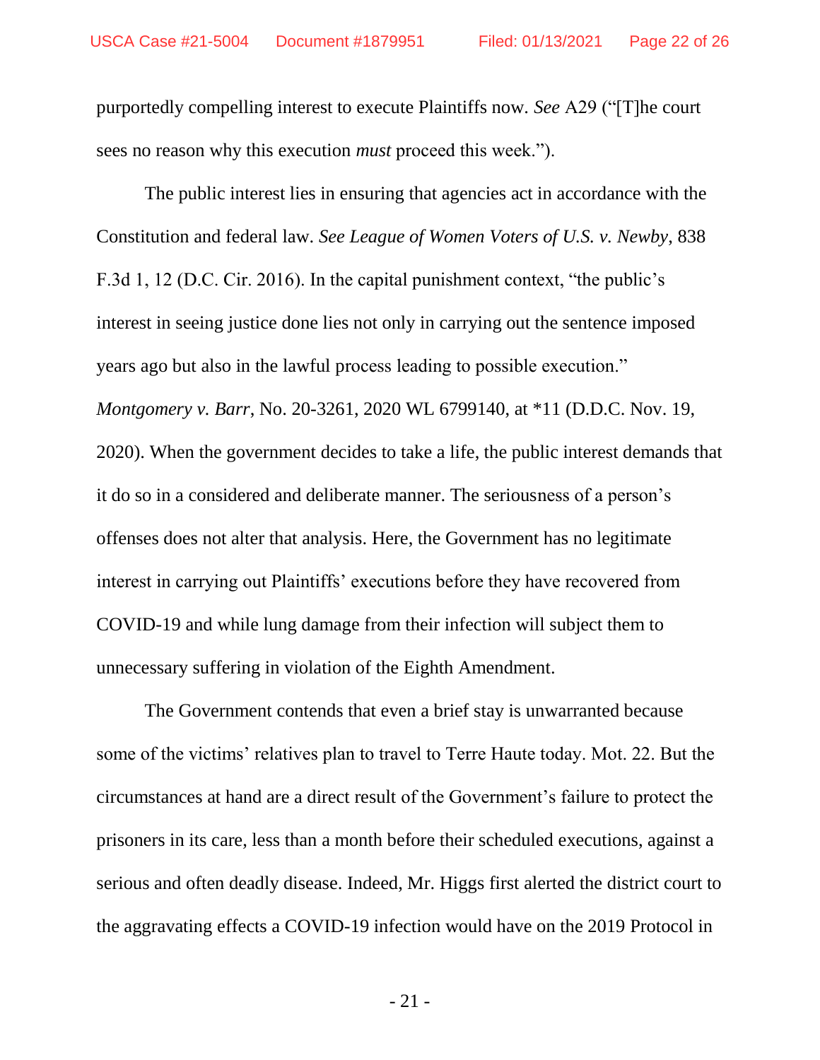purportedly compelling interest to execute Plaintiffs now. *See* A29 ("[T]he court sees no reason why this execution *must* proceed this week.").

The public interest lies in ensuring that agencies act in accordance with the Constitution and federal law. *See League of Women Voters of U.S. v. Newby*, 838 F.3d 1, 12 (D.C. Cir. 2016). In the capital punishment context, "the public's interest in seeing justice done lies not only in carrying out the sentence imposed years ago but also in the lawful process leading to possible execution." *Montgomery v. Barr*, No. 20-3261, 2020 WL 6799140, at *11 (D.D.C. Nov. 19, 2020). When the government decides to take a life, the public interest demands that it do so in a considered and deliberate manner. The seriousness of a person's offenses does not alter that analysis. Here, the Government has no legitimate interest in carrying out Plaintiffs' executions before they have recovered from COVID-19 and while lung damage from their infection will subject them to unnecessary suffering in violation of the Eighth Amendment.

The Government contends that even a brief stay is unwarranted because some of the victims' relatives plan to travel to Terre Haute today. Mot. 22. But the circumstances at hand are a direct result of the Government's failure to protect the prisoners in its care, less than a month before their scheduled executions, against a serious and often deadly disease. Indeed, Mr. Higgs first alerted the district court to the aggravating effects a COVID-19 infection would have on the 2019 Protocol in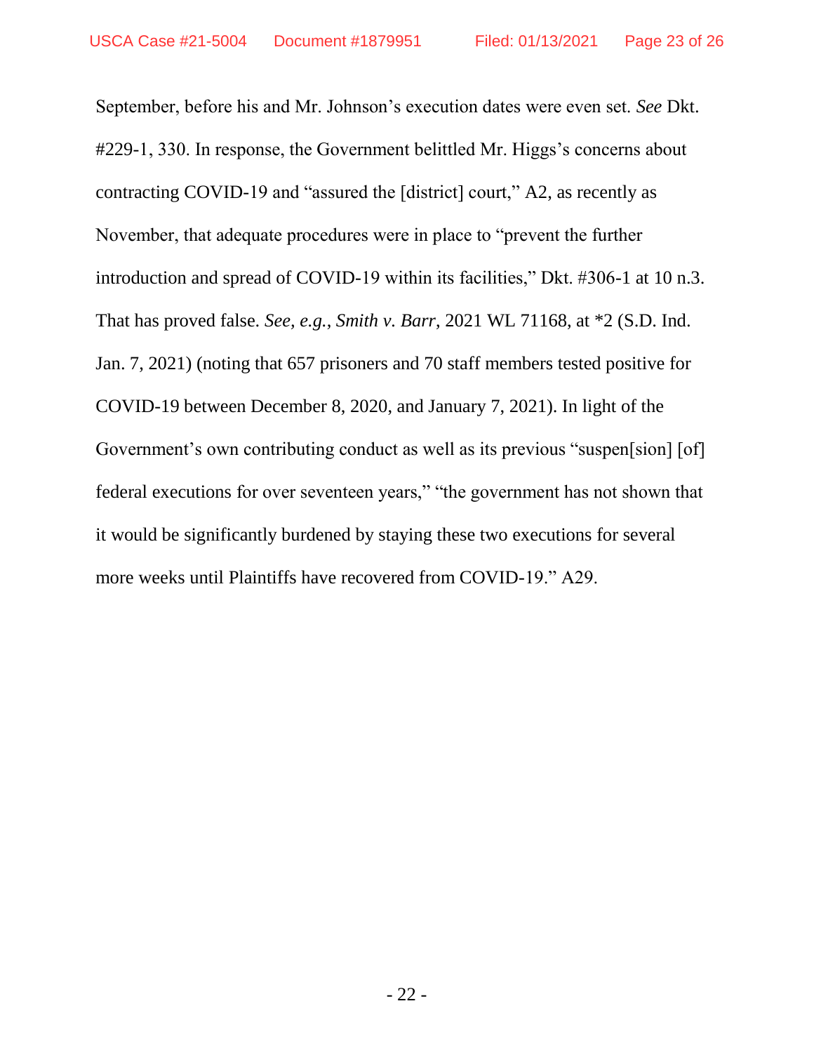September, before his and Mr. Johnson's execution dates were even set. *See* Dkt. #229-1, 330. In response, the Government belittled Mr. Higgs's concerns about contracting COVID-19 and "assured the [district] court," A2, as recently as November, that adequate procedures were in place to "prevent the further introduction and spread of COVID-19 within its facilities," Dkt. #306-1 at 10 n.3. That has proved false. *See, e.g.*, *Smith v. Barr*, 2021 WL 71168, at *2 (S.D. Ind. Jan. 7, 2021) (noting that 657 prisoners and 70 staff members tested positive for COVID-19 between December 8, 2020, and January 7, 2021). In light of the Government's own contributing conduct as well as its previous "suspen[sion] [of] federal executions for over seventeen years," "the government has not shown that it would be significantly burdened by staying these two executions for several more weeks until Plaintiffs have recovered from COVID-19." A29.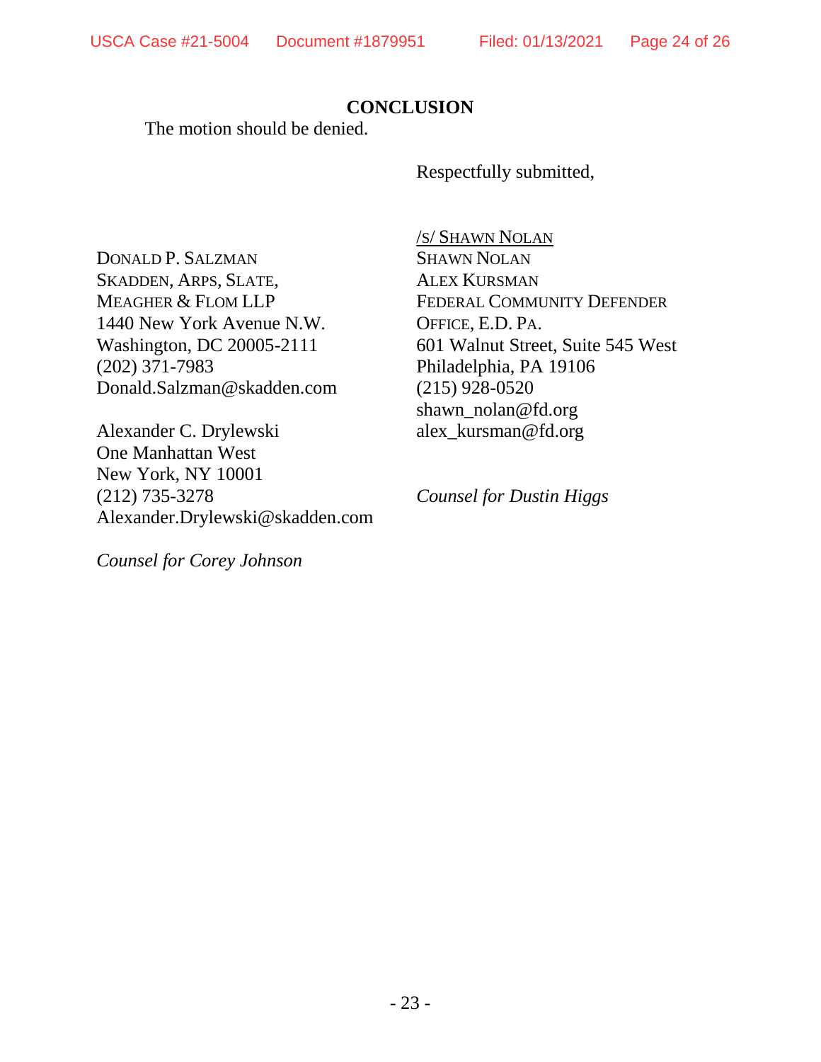## CONCLUSION

The motion should be denied.

Respectfully submitted,

/s/ Shawn Nolan
Shawn Nolan
Alex Kursman
Federal Community Defender Office, E.D. Pa.
601 Walnut Street, Suite 545 West
Philadelphia, PA 19106
(215) 928-0520
shawn_nolan@fd.org
alex_kursman@fd.org

*Counsel for Dustin Higgs*

Donald P. Salzman
Skadden, Arps, Slate, Meagher & Flom LLP
1440 New York Avenue N.W.
Washington, DC 20005-2111
(202) 371-7983
Donald.Salzman@skadden.com

Alexander C. Drylewski
One Manhattan West
New York, NY 10001
(212) 735-3278
Alexander.Drylewski@skadden.com

*Counsel for Corey Johnson*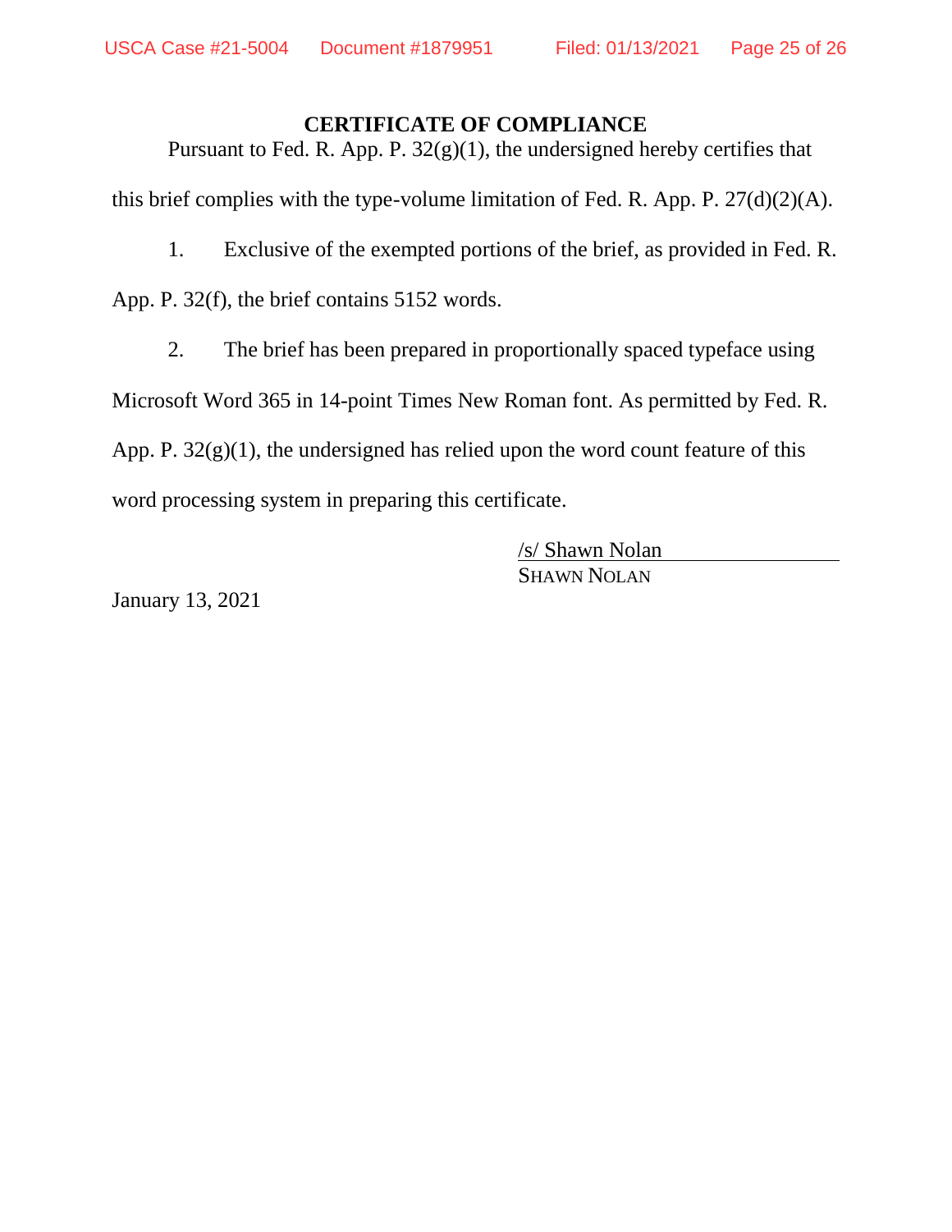## CERTIFICATE OF COMPLIANCE

Pursuant to Fed. R. App. P. 32(g)(1), the undersigned hereby certifies that this brief complies with the type-volume limitation of Fed. R. App. P. 27(d)(2)(A).

1. Exclusive of the exempted portions of the brief, as provided in Fed. R. App. P. 32(f), the brief contains 5152 words.

2. The brief has been prepared in proportionally spaced typeface using Microsoft Word 365 in 14-point Times New Roman font. As permitted by Fed. R. App. P. 32(g)(1), the undersigned has relied upon the word count feature of this word processing system in preparing this certificate.

/s/ Shawn Nolan
SHAWN NOLAN

January 13, 2021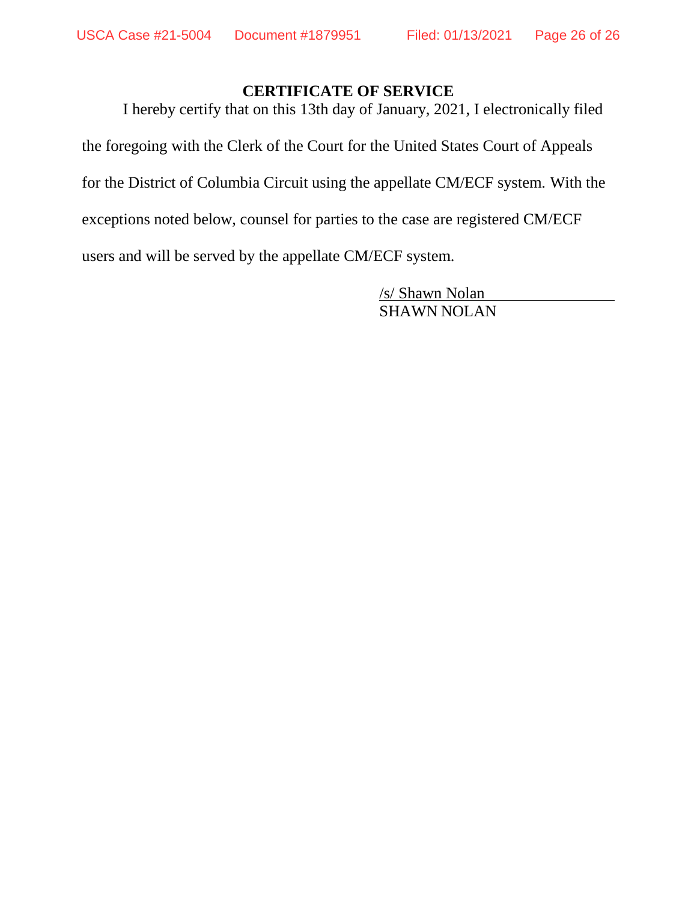## CERTIFICATE OF SERVICE

I hereby certify that on this 13th day of January, 2021, I electronically filed the foregoing with the Clerk of the Court for the United States Court of Appeals for the District of Columbia Circuit using the appellate CM/ECF system. With the exceptions noted below, counsel for parties to the case are registered CM/ECF users and will be served by the appellate CM/ECF system.

/s/ Shawn Nolan
SHAWN NOLAN